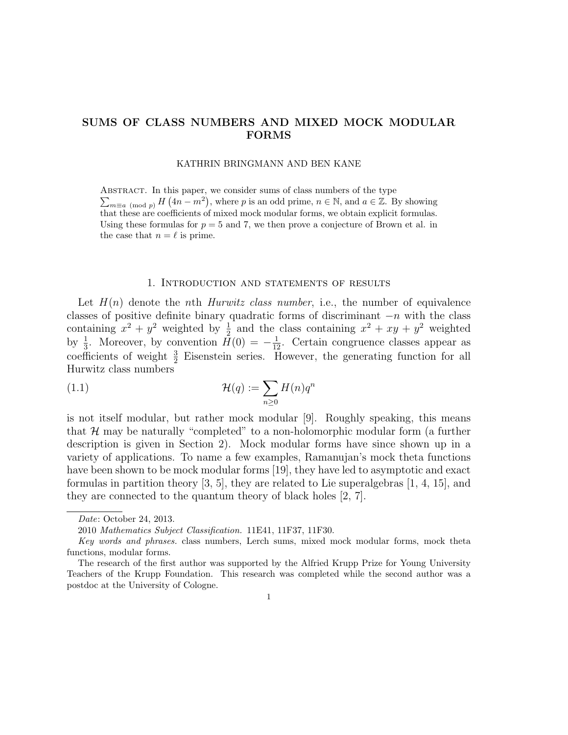# SUMS OF CLASS NUMBERS AND MIXED MOCK MODULAR FORMS

KATHRIN BRINGMANN AND BEN KANE

Abstract. In this paper, we consider sums of class numbers of the type $\sum_{m\equiv a \pmod{p}} H\left(4n-m^2\right)$, where $p$ is an odd prime, $n\in\mathbb{N}$, and $a\in\mathbb{Z}$. By showing that these are coefficients of mixed mock modular forms, we obtain explicit formulas. Using these formulas for $p=5$ and $7$, we then prove a conjecture of Brown et al. in the case that $n=\ell$ is prime.

## 1. Introduction and statements of results

Let $H(n)$ denote the $n$th *Hurwitz class number*, i.e., the number of equivalence classes of positive definite binary quadratic forms of discriminant $-n$ with the class containing $x^2+y^2$ weighted by $\frac{1}{2}$ and the class containing $x^2+xy+y^2$ weighted by $\frac{1}{3}$. Moreover, by convention $H(0)=-\frac{1}{12}$. Certain congruence classes appear as coefficients of weight $\frac{3}{2}$ Eisenstein series. However, the generating function for all Hurwitz class numbers

$$\mathcal{H}(q):=\sum_{n\geq 0} H(n)q^n \tag{1.1}$$

is not itself modular, but rather mock modular [9]. Roughly speaking, this means that $\mathcal{H}$ may be naturally "completed" to a non-holomorphic modular form (a further description is given in Section 2). Mock modular forms have since shown up in a variety of applications. To name a few examples, Ramanujan's mock theta functions have been shown to be mock modular forms [19], they have led to asymptotic and exact formulas in partition theory [3, 5], they are related to Lie superalgebras [1, 4, 15], and they are connected to the quantum theory of black holes [2, 7].

*Date*: October 24, 2013.

2010 *Mathematics Subject Classification.* 11E41, 11F37, 11F30.

*Key words and phrases.* class numbers, Lerch sums, mixed mock modular forms, mock theta functions, modular forms.

The research of the first author was supported by the Alfried Krupp Prize for Young University Teachers of the Krupp Foundation. This research was completed while the second author was a postdoc at the University of Cologne.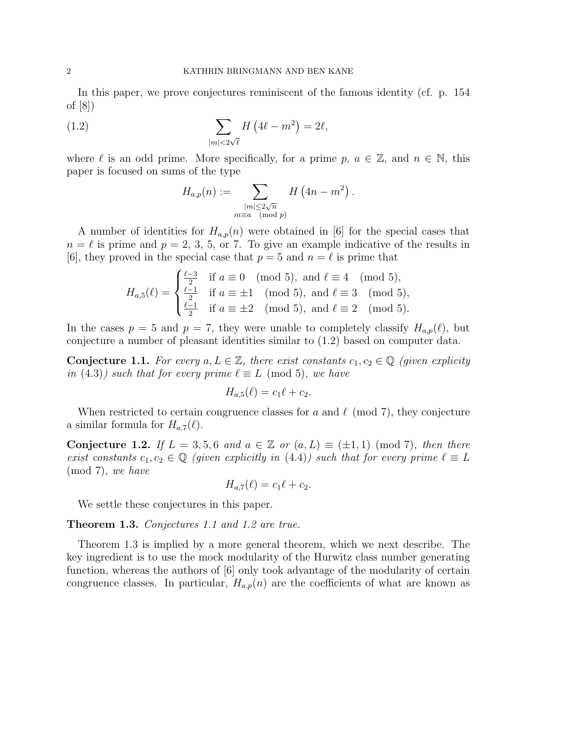In this paper, we prove conjectures reminiscent of the famous identity (cf. p. 154 of [8])

$$\sum_{|m|<2\sqrt{\ell}} H\left(4\ell - m^2\right) = 2\ell, \tag{1.2}$$

where $\ell$ is an odd prime. More specifically, for a prime $p$, $a \in \mathbb{Z}$, and $n \in \mathbb{N}$, this paper is focused on sums of the type

$$H_{a,p}(n) := \sum_{\substack{|m|\leq 2\sqrt{n} \\ m\equiv a \pmod{p}}} H\left(4n - m^2\right).$$

A number of identities for $H_{a,p}(n)$ were obtained in [6] for the special cases that $n = \ell$ is prime and $p = 2$, 3, 5, or 7. To give an example indicative of the results in [6], they proved in the special case that $p = 5$ and $n = \ell$ is prime that

$$H_{a,5}(\ell) = \begin{cases} \frac{\ell-3}{2} & \text{if } a \equiv 0 \pmod{5}, \text{ and } \ell \equiv 4 \pmod{5}, \\ \frac{\ell-1}{2} & \text{if } a \equiv \pm 1 \pmod{5}, \text{ and } \ell \equiv 3 \pmod{5}, \\ \frac{\ell-1}{2} & \text{if } a \equiv \pm 2 \pmod{5}, \text{ and } \ell \equiv 2 \pmod{5}. \end{cases}$$

In the cases $p = 5$ and $p = 7$, they were unable to completely classify $H_{a,p}(\ell)$, but conjecture a number of pleasant identities similar to (1.2) based on computer data.

**Conjecture 1.1.** *For every $a, L \in \mathbb{Z}$, there exist constants $c_1, c_2 \in \mathbb{Q}$ (given explicity in* (4.3)*) such that for every prime $\ell \equiv L \pmod{5}$, we have*

$$H_{a,5}(\ell) = c_1\ell + c_2.$$

When restricted to certain congruence classes for $a$ and $\ell \pmod{7}$, they conjecture a similar formula for $H_{a,7}(\ell)$.

**Conjecture 1.2.** *If $L = 3, 5, 6$ and $a \in \mathbb{Z}$ or $(a, L) \equiv (\pm 1, 1) \pmod{7}$, then there exist constants $c_1, c_2 \in \mathbb{Q}$ (given explicitly in* (4.4)*) such that for every prime $\ell \equiv L \pmod{7}$, we have*

$$H_{a,7}(\ell) = c_1\ell + c_2.$$

We settle these conjectures in this paper.

**Theorem 1.3.** *Conjectures 1.1 and 1.2 are true.*

Theorem 1.3 is implied by a more general theorem, which we next describe. The key ingredient is to use the mock modularity of the Hurwitz class number generating function, whereas the authors of [6] only took advantage of the modularity of certain congruence classes. In particular, $H_{a,p}(n)$ are the coefficients of what are known as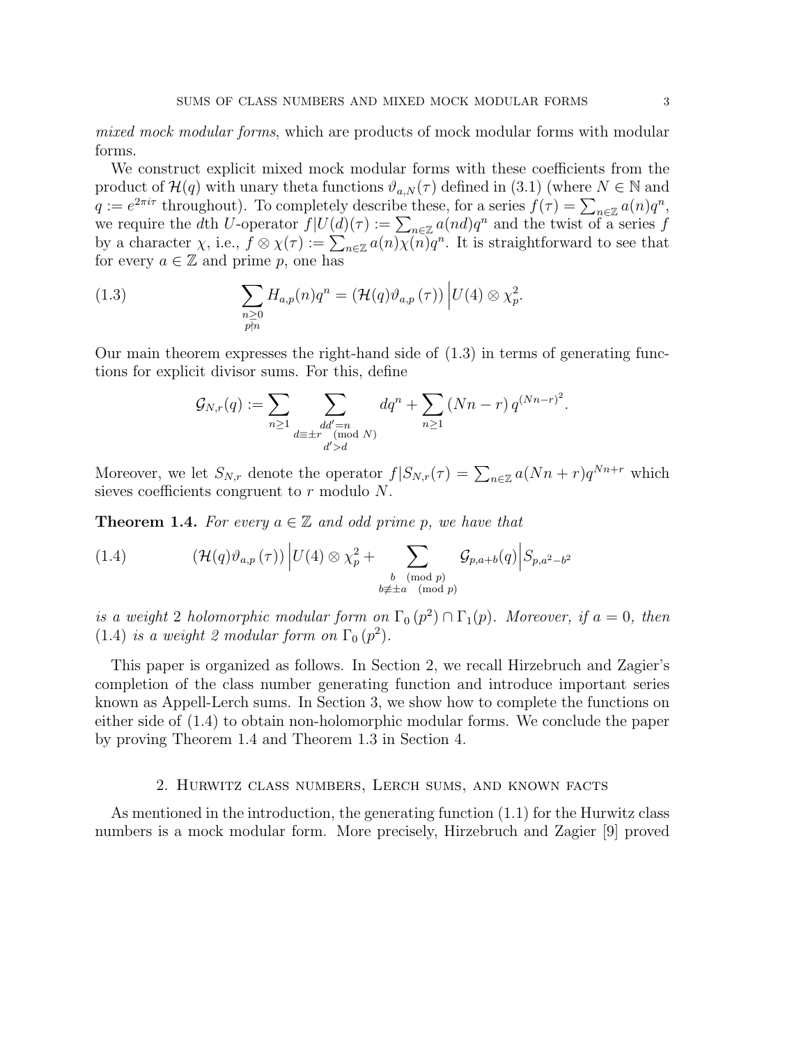*mixed mock modular forms*, which are products of mock modular forms with modular forms.

We construct explicit mixed mock modular forms with these coefficients from the product of $\mathcal{H}(q)$ with unary theta functions $\vartheta_{a,N}(\tau)$ defined in (3.1) (where $N \in \mathbb{N}$ and $q := e^{2\pi i\tau}$ throughout). To completely describe these, for a series $f(\tau) = \sum_{n\in\mathbb{Z}} a(n)q^n$, we require the $d$th $U$-operator $f|U(d)(\tau) := \sum_{n\in\mathbb{Z}} a(nd)q^n$ and the twist of a series $f$ by a character $\chi$, i.e., $f \otimes \chi(\tau) := \sum_{n\in\mathbb{Z}} a(n)\chi(n)q^n$. It is straightforward to see that for every $a \in \mathbb{Z}$ and prime $p$, one has

$$\sum_{\substack{n\geq 0\\ p\nmid n}} H_{a,p}(n)q^n = \left(\mathcal{H}(q)\vartheta_{a,p}(\tau)\right)\Big|U(4)\otimes\chi_p^2. \tag{1.3}$$

Our main theorem expresses the right-hand side of (1.3) in terms of generating functions for explicit divisor sums. For this, define

$$\mathcal{G}_{N,r}(q) := \sum_{n\geq 1}\sum_{\substack{dd'=n\\ d\equiv\pm r \pmod N\\ d'>d}} dq^n + \sum_{n\geq 1}(Nn-r)\,q^{(Nn-r)^2}.$$

Moreover, we let $S_{N,r}$ denote the operator $f|S_{N,r}(\tau) = \sum_{n\in\mathbb{Z}} a(Nn+r)q^{Nn+r}$ which sieves coefficients congruent to $r$ modulo $N$.

**Theorem 1.4.** *For every $a \in \mathbb{Z}$ and odd prime $p$, we have that*

$$\left(\mathcal{H}(q)\vartheta_{a,p}(\tau)\right)\Big|U(4)\otimes\chi_p^2 + \sum_{\substack{b \pmod p\\ b\not\equiv\pm a \pmod p}} \mathcal{G}_{p,a+b}(q)\Big|S_{p,a^2-b^2} \tag{1.4}$$

*is a weight 2 holomorphic modular form on $\Gamma_0(p^2)\cap\Gamma_1(p)$. Moreover, if $a = 0$, then (1.4) is a weight 2 modular form on $\Gamma_0(p^2)$.*

This paper is organized as follows. In Section 2, we recall Hirzebruch and Zagier's completion of the class number generating function and introduce important series known as Appell-Lerch sums. In Section 3, we show how to complete the functions on either side of (1.4) to obtain non-holomorphic modular forms. We conclude the paper by proving Theorem 1.4 and Theorem 1.3 in Section 4.

## 2. Hurwitz class numbers, Lerch sums, and known facts

As mentioned in the introduction, the generating function (1.1) for the Hurwitz class numbers is a mock modular form. More precisely, Hirzebruch and Zagier [9] proved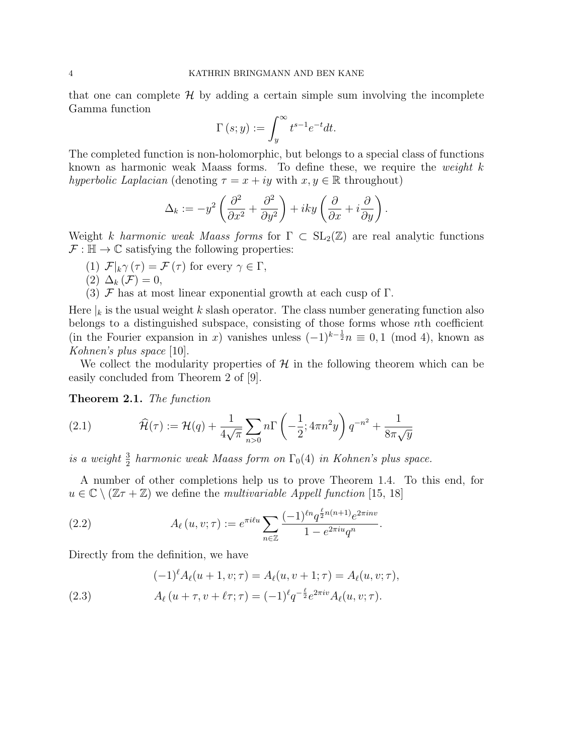that one can complete $\mathcal{H}$ by adding a certain simple sum involving the incomplete Gamma function

$$\Gamma(s;y) := \int_y^\infty t^{s-1}e^{-t}dt.$$

The completed function is non-holomorphic, but belongs to a special class of functions known as harmonic weak Maass forms. To define these, we require the *weight $k$ hyperbolic Laplacian* (denoting $\tau = x+iy$ with $x, y \in \mathbb{R}$ throughout)

$$\Delta_k := -y^2\left(\frac{\partial^2}{\partial x^2}+\frac{\partial^2}{\partial y^2}\right)+iky\left(\frac{\partial}{\partial x}+i\frac{\partial}{\partial y}\right).$$

Weight $k$ *harmonic weak Maass forms* for $\Gamma \subset \mathrm{SL}_2(\mathbb{Z})$ are real analytic functions $\mathcal{F} : \mathbb{H} \to \mathbb{C}$ satisfying the following properties:

(1) $\mathcal{F}|_k\gamma(\tau) = \mathcal{F}(\tau)$ for every $\gamma \in \Gamma$,
(2) $\Delta_k(\mathcal{F}) = 0$,
(3) $\mathcal{F}$ has at most linear exponential growth at each cusp of $\Gamma$.

Here $|_k$ is the usual weight $k$ slash operator. The class number generating function also belongs to a distinguished subspace, consisting of those forms whose $n$th coefficient (in the Fourier expansion in $x$) vanishes unless $(-1)^{k-\frac{1}{2}}n \equiv 0, 1 \pmod 4$, known as *Kohnen's plus space* [10].

We collect the modularity properties of $\mathcal{H}$ in the following theorem which can be easily concluded from Theorem 2 of [9].

**Theorem 2.1.** *The function*

$$\widehat{\mathcal{H}}(\tau) := \mathcal{H}(q) + \frac{1}{4\sqrt{\pi}}\sum_{n>0} n\Gamma\left(-\frac{1}{2}; 4\pi n^2 y\right)q^{-n^2} + \frac{1}{8\pi\sqrt{y}} \tag{2.1}$$

*is a weight $\frac{3}{2}$ harmonic weak Maass form on $\Gamma_0(4)$ in Kohnen's plus space.*

A number of other completions help us to prove Theorem 1.4. To this end, for $u \in \mathbb{C}\setminus(\mathbb{Z}\tau+\mathbb{Z})$ we define the *multivariable Appell function* [15, 18]

$$A_\ell(u,v;\tau) := e^{\pi i \ell u}\sum_{n\in\mathbb{Z}} \frac{(-1)^{\ell n}q^{\frac{\ell}{2}n(n+1)}e^{2\pi i n v}}{1-e^{2\pi i u}q^n}. \tag{2.2}$$

Directly from the definition, we have

$$\begin{aligned}
&(-1)^\ell A_\ell(u+1,v;\tau) = A_\ell(u,v+1;\tau) = A_\ell(u,v;\tau),\\
&A_\ell(u+\tau, v+\ell\tau;\tau) = (-1)^\ell q^{-\frac{\ell}{2}}e^{2\pi i v}A_\ell(u,v;\tau).
\end{aligned} \tag{2.3}$$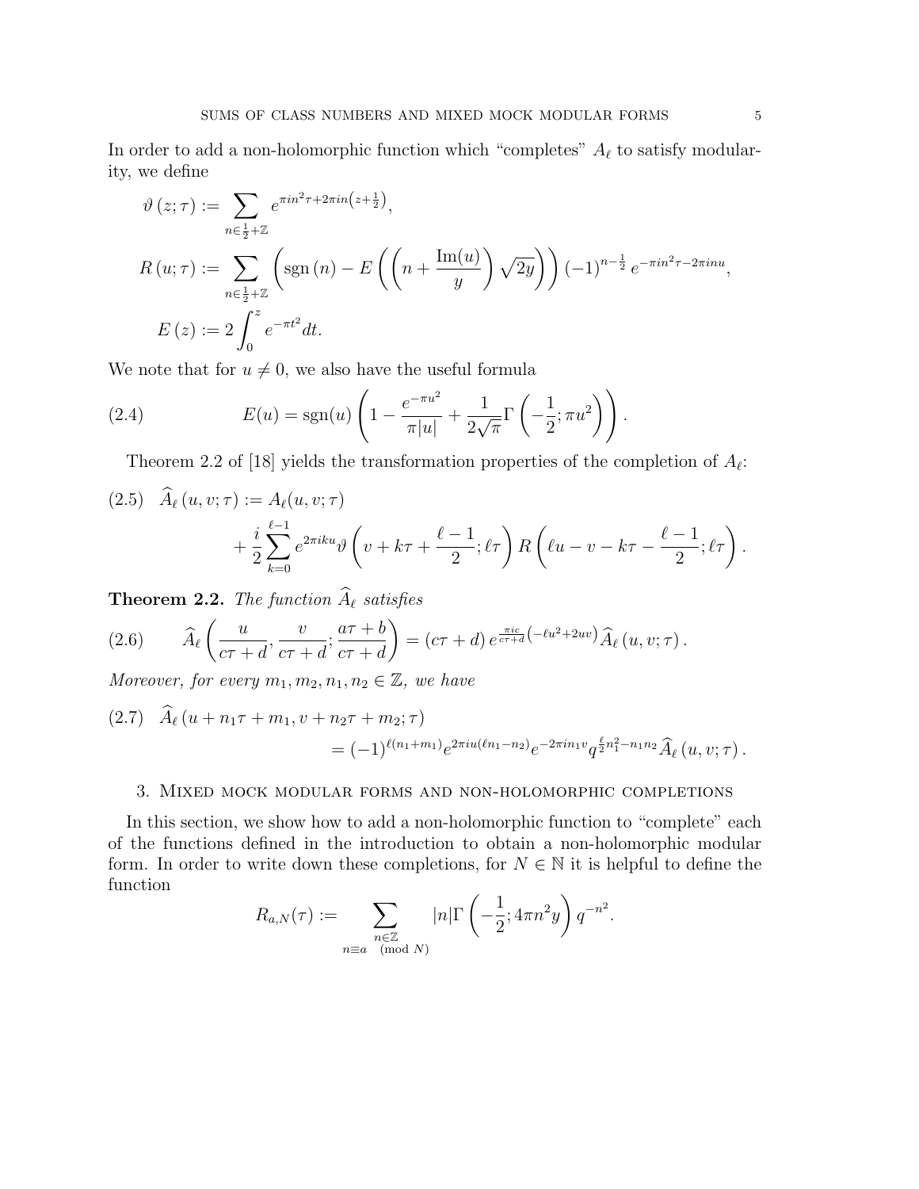In order to add a non-holomorphic function which "completes" $A_\ell$ to satisfy modularity, we define

$$\vartheta(z;\tau) := \sum_{n \in \frac{1}{2}+\mathbb{Z}} e^{\pi i n^2 \tau + 2\pi i n\left(z+\frac{1}{2}\right)},$$

$$R(u;\tau) := \sum_{n \in \frac{1}{2}+\mathbb{Z}} \left(\operatorname{sgn}(n) - E\left(\left(n + \frac{\operatorname{Im}(u)}{y}\right)\sqrt{2y}\right)\right)(-1)^{n-\frac{1}{2}} e^{-\pi i n^2 \tau - 2\pi i n u},$$

$$E(z) := 2\int_0^z e^{-\pi t^2} dt.$$

We note that for $u \neq 0$, we also have the useful formula

$$E(u) = \operatorname{sgn}(u)\left(1 - \frac{e^{-\pi u^2}}{\pi |u|} + \frac{1}{2\sqrt{\pi}}\Gamma\left(-\frac{1}{2};\pi u^2\right)\right). \tag{2.4}$$

Theorem 2.2 of [18] yields the transformation properties of the completion of $A_\ell$:

$$\widehat{A}_\ell(u,v;\tau) := A_\ell(u,v;\tau) + \frac{i}{2}\sum_{k=0}^{\ell-1} e^{2\pi i k u}\vartheta\left(v + k\tau + \frac{\ell-1}{2};\ell\tau\right) R\left(\ell u - v - k\tau - \frac{\ell-1}{2};\ell\tau\right). \tag{2.5}$$

**Theorem 2.2.** *The function $\widehat{A}_\ell$ satisfies*

$$\widehat{A}_\ell\left(\frac{u}{c\tau+d},\frac{v}{c\tau+d};\frac{a\tau+b}{c\tau+d}\right) = (c\tau+d)\, e^{\frac{\pi i c}{c\tau+d}\left(-\ell u^2+2uv\right)}\widehat{A}_\ell(u,v;\tau). \tag{2.6}$$

*Moreover, for every $m_1, m_2, n_1, n_2 \in \mathbb{Z}$, we have*

$$\widehat{A}_\ell(u+n_1\tau+m_1, v+n_2\tau+m_2;\tau) = (-1)^{\ell(n_1+m_1)} e^{2\pi i u(\ell n_1 - n_2)} e^{-2\pi i n_1 v} q^{\frac{\ell}{2}n_1^2 - n_1 n_2}\widehat{A}_\ell(u,v;\tau). \tag{2.7}$$

## 3. Mixed mock modular forms and non-holomorphic completions

In this section, we show how to add a non-holomorphic function to "complete" each of the functions defined in the introduction to obtain a non-holomorphic modular form. In order to write down these completions, for $N \in \mathbb{N}$ it is helpful to define the function

$$R_{a,N}(\tau) := \sum_{\substack{n \in \mathbb{Z} \\ n \equiv a \pmod{N}}} |n| \Gamma\left(-\frac{1}{2};4\pi n^2 y\right) q^{-n^2}.$$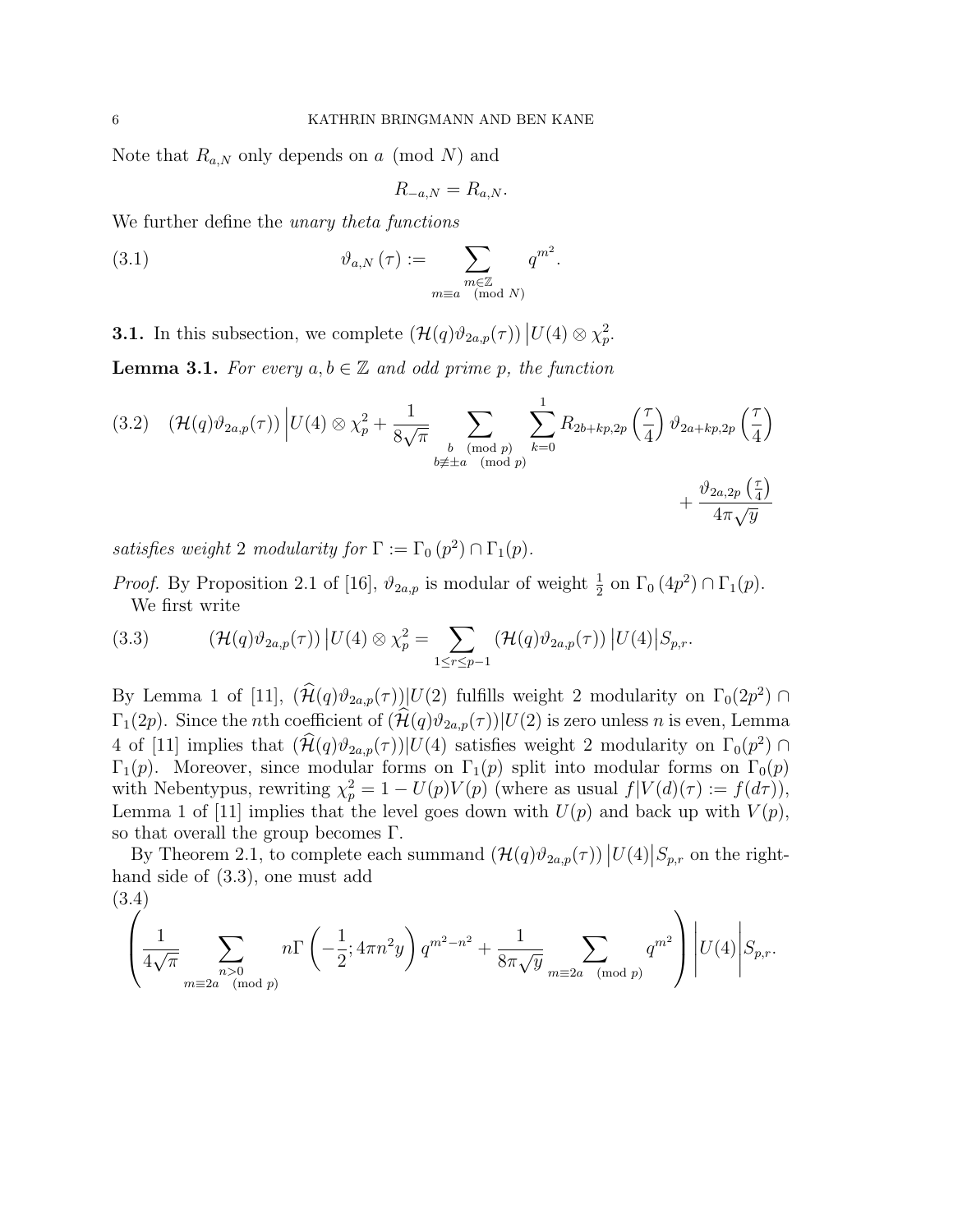Note that $R_{a,N}$ only depends on $a \pmod N$ and

$$R_{-a,N} = R_{a,N}.$$

We further define the *unary theta functions*

$$\vartheta_{a,N}(\tau) := \sum_{\substack{m \in \mathbb{Z} \\ m \equiv a \pmod N}} q^{m^2}. \tag{3.1}$$

**3.1.** In this subsection, we complete $\left(\mathcal{H}(q)\vartheta_{2a,p}(\tau)\right) \big| U(4) \otimes \chi_p^2$.

**Lemma 3.1.** *For every $a, b \in \mathbb{Z}$ and odd prime $p$, the function*

$$\left(\mathcal{H}(q)\vartheta_{2a,p}(\tau)\right) \Big| U(4) \otimes \chi_p^2 + \frac{1}{8\sqrt{\pi}} \sum_{\substack{b \pmod p \\ b \not\equiv \pm a \pmod p}} \sum_{k=0}^{1} R_{2b+kp,2p}\left(\frac{\tau}{4}\right) \vartheta_{2a+kp,2p}\left(\frac{\tau}{4}\right) + \frac{\vartheta_{2a,2p}\left(\frac{\tau}{4}\right)}{4\pi\sqrt{y}} \tag{3.2}$$

*satisfies weight* $2$ *modularity for* $\Gamma := \Gamma_0\left(p^2\right) \cap \Gamma_1(p)$.

*Proof.* By Proposition 2.1 of [16], $\vartheta_{2a,p}$ is modular of weight $\frac{1}{2}$ on $\Gamma_0\left(4p^2\right) \cap \Gamma_1(p)$.

We first write

$$\left(\mathcal{H}(q)\vartheta_{2a,p}(\tau)\right) \big| U(4) \otimes \chi_p^2 = \sum_{1 \leq r \leq p-1} \left(\mathcal{H}(q)\vartheta_{2a,p}(\tau)\right) \big| U(4) \big| S_{p,r}. \tag{3.3}$$

By Lemma 1 of [11], $(\widehat{\mathcal{H}}(q)\vartheta_{2a,p}(\tau))|U(2)$ fulfills weight 2 modularity on $\Gamma_0(2p^2) \cap \Gamma_1(2p)$. Since the $n$th coefficient of $(\widehat{\mathcal{H}}(q)\vartheta_{2a,p}(\tau))|U(2)$ is zero unless $n$ is even, Lemma 4 of [11] implies that $(\widehat{\mathcal{H}}(q)\vartheta_{2a,p}(\tau))|U(4)$ satisfies weight 2 modularity on $\Gamma_0(p^2) \cap \Gamma_1(p)$. Moreover, since modular forms on $\Gamma_1(p)$ split into modular forms on $\Gamma_0(p)$ with Nebentypus, rewriting $\chi_p^2 = 1 - U(p)V(p)$ (where as usual $f|V(d)(\tau) := f(d\tau)$), Lemma 1 of [11] implies that the level goes down with $U(p)$ and back up with $V(p)$, so that overall the group becomes $\Gamma$.

By Theorem 2.1, to complete each summand $\left(\mathcal{H}(q)\vartheta_{2a,p}(\tau)\right) \big| U(4) \big| S_{p,r}$ on the right-hand side of (3.3), one must add

$$\left(\frac{1}{4\sqrt{\pi}} \sum_{\substack{n>0 \\ m \equiv 2a \pmod p}} n\Gamma\left(-\frac{1}{2}; 4\pi n^2 y\right) q^{m^2-n^2} + \frac{1}{8\pi\sqrt{y}} \sum_{m \equiv 2a \pmod p} q^{m^2}\right) \Bigg| U(4) \Bigg| S_{p,r}. \tag{3.4}$$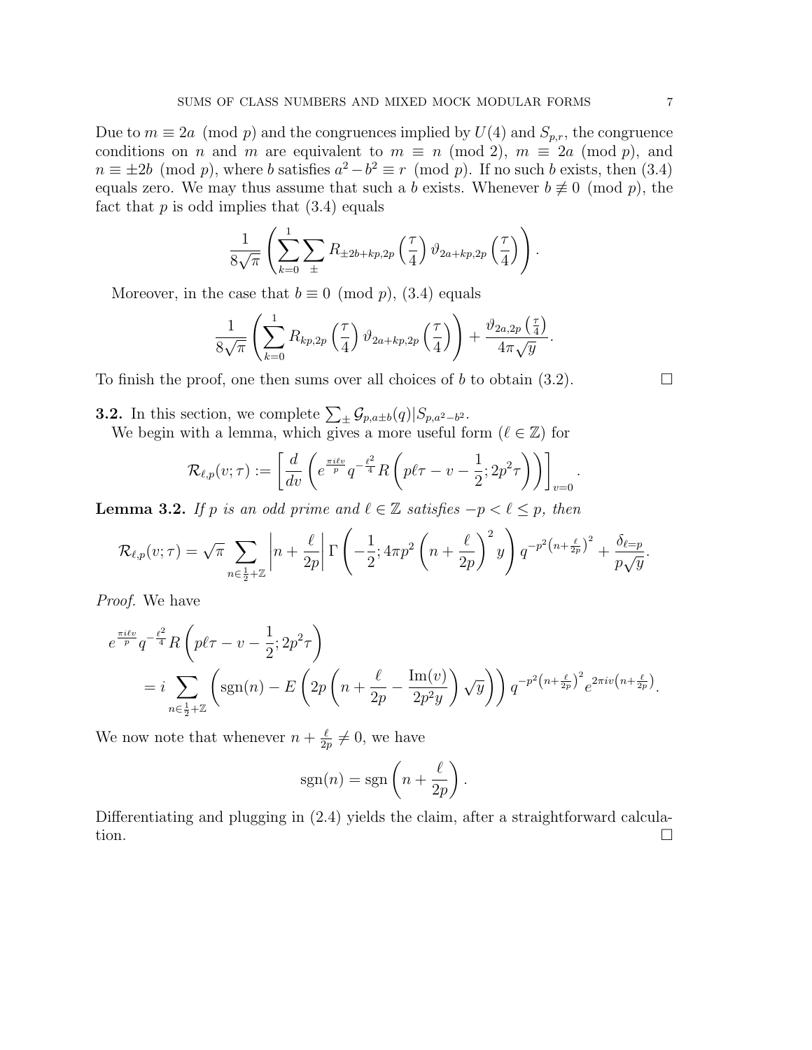Due to $m \equiv 2a \pmod{p}$ and the congruences implied by $U(4)$ and $S_{p,r}$, the congruence conditions on $n$ and $m$ are equivalent to $m \equiv n \pmod{2}$, $m \equiv 2a \pmod{p}$, and $n \equiv \pm 2b \pmod{p}$, where $b$ satisfies $a^2 - b^2 \equiv r \pmod{p}$. If no such $b$ exists, then (3.4) equals zero. We may thus assume that such a $b$ exists. Whenever $b \not\equiv 0 \pmod{p}$, the fact that $p$ is odd implies that (3.4) equals

$$\frac{1}{8\sqrt{\pi}} \left( \sum_{k=0}^{1} \sum_{\pm} R_{\pm 2b + kp, 2p}\left(\frac{\tau}{4}\right) \vartheta_{2a+kp,2p}\left(\frac{\tau}{4}\right) \right).$$

Moreover, in the case that $b \equiv 0 \pmod{p}$, (3.4) equals

$$\frac{1}{8\sqrt{\pi}} \left( \sum_{k=0}^{1} R_{kp,2p}\left(\frac{\tau}{4}\right) \vartheta_{2a+kp,2p}\left(\frac{\tau}{4}\right) \right) + \frac{\vartheta_{2a,2p}\left(\frac{\tau}{4}\right)}{4\pi\sqrt{y}}.$$

To finish the proof, one then sums over all choices of $b$ to obtain (3.2). $\square$

**3.2.** In this section, we complete $\sum_{\pm} \mathcal{G}_{p,a\pm b}(q) | S_{p,a^2-b^2}$.

We begin with a lemma, which gives a more useful form ($\ell \in \mathbb{Z}$) for

$$\mathcal{R}_{\ell,p}(v;\tau) := \left[ \frac{d}{dv} \left( e^{\frac{\pi i \ell v}{p}} q^{-\frac{\ell^2}{4}} R\left( p\ell\tau - v - \frac{1}{2}; 2p^2\tau \right) \right) \right]_{v=0}.$$

**Lemma 3.2.** *If $p$ is an odd prime and $\ell \in \mathbb{Z}$ satisfies $-p < \ell \leq p$, then*

$$\mathcal{R}_{\ell,p}(v;\tau) = \sqrt{\pi} \sum_{n \in \frac{1}{2}+\mathbb{Z}} \left| n + \frac{\ell}{2p} \right| \Gamma\left( -\frac{1}{2}; 4\pi p^2 \left( n + \frac{\ell}{2p} \right)^2 y \right) q^{-p^2\left(n + \frac{\ell}{2p}\right)^2} + \frac{\delta_{\ell=p}}{p\sqrt{y}}.$$

*Proof.* We have

$$\begin{aligned}
&e^{\frac{\pi i \ell v}{p}} q^{-\frac{\ell^2}{4}} R\left( p\ell\tau - v - \frac{1}{2}; 2p^2\tau \right) \\
&\quad = i \sum_{n \in \frac{1}{2}+\mathbb{Z}} \left( \operatorname{sgn}(n) - E\left( 2p\left( n + \frac{\ell}{2p} - \frac{\operatorname{Im}(v)}{2p^2 y} \right)\sqrt{y} \right) \right) q^{-p^2\left(n+\frac{\ell}{2p}\right)^2} e^{2\pi i v\left(n + \frac{\ell}{2p}\right)}.
\end{aligned}$$

We now note that whenever $n + \frac{\ell}{2p} \neq 0$, we have

$$\operatorname{sgn}(n) = \operatorname{sgn}\left( n + \frac{\ell}{2p} \right).$$

Differentiating and plugging in (2.4) yields the claim, after a straightforward calculation. $\square$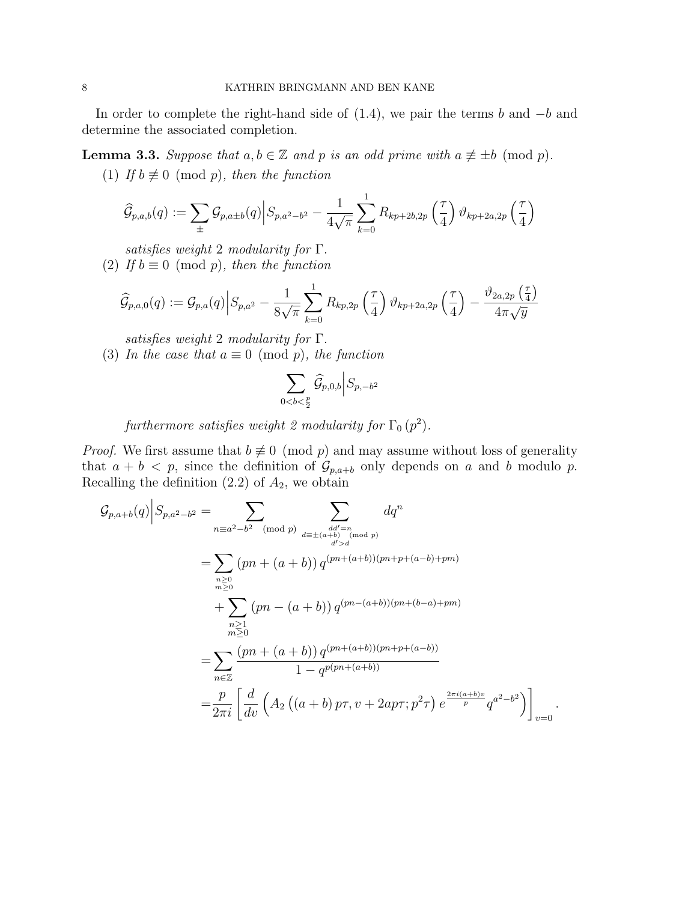In order to complete the right-hand side of (1.4), we pair the terms $b$ and $-b$ and determine the associated completion.

**Lemma 3.3.** *Suppose that $a, b \in \mathbb{Z}$ and $p$ is an odd prime with $a \not\equiv \pm b \pmod{p}$.*

(1) *If $b \not\equiv 0 \pmod{p}$, then the function*

$$\widehat{\mathcal{G}}_{p,a,b}(q) := \sum_{\pm} \mathcal{G}_{p,a\pm b}(q)\Big| S_{p,a^2-b^2} - \frac{1}{4\sqrt{\pi}} \sum_{k=0}^{1} R_{kp+2b,2p}\left(\frac{\tau}{4}\right) \vartheta_{kp+2a,2p}\left(\frac{\tau}{4}\right)$$

*satisfies weight 2 modularity for $\Gamma$.*

(2) *If $b \equiv 0 \pmod{p}$, then the function*

$$\widehat{\mathcal{G}}_{p,a,0}(q) := \mathcal{G}_{p,a}(q)\Big| S_{p,a^2} - \frac{1}{8\sqrt{\pi}} \sum_{k=0}^{1} R_{kp,2p}\left(\frac{\tau}{4}\right) \vartheta_{kp+2a,2p}\left(\frac{\tau}{4}\right) - \frac{\vartheta_{2a,2p}\left(\frac{\tau}{4}\right)}{4\pi\sqrt{y}}$$

*satisfies weight 2 modularity for $\Gamma$.*

(3) *In the case that $a \equiv 0 \pmod{p}$, the function*

$$\sum_{0<b<\frac{p}{2}} \widehat{\mathcal{G}}_{p,0,b}\Big| S_{p,-b^2}$$

*furthermore satisfies weight 2 modularity for $\Gamma_0\left(p^2\right)$.*

*Proof.* We first assume that $b \not\equiv 0 \pmod{p}$ and may assume without loss of generality that $a + b < p$, since the definition of $\mathcal{G}_{p,a+b}$ only depends on $a$ and $b$ modulo $p$. Recalling the definition (2.2) of $A_2$, we obtain

$$\begin{aligned}
\mathcal{G}_{p,a+b}(q)\Big| S_{p,a^2-b^2} =& \sum_{n \equiv a^2-b^2 \pmod{p}} \sum_{\substack{dd'=n \\ d\equiv \pm(a+b) \pmod{p} \\ d'>d}} dq^n \\
=& \sum_{\substack{n\geq 0 \\ m\geq 0}} (pn + (a+b))\, q^{(pn+(a+b))(pn+p+(a-b)+pm)} \\
&+ \sum_{\substack{n\geq 1 \\ m\geq 0}} (pn - (a+b))\, q^{(pn-(a+b))(pn+(b-a)+pm)} \\
=& \sum_{n\in\mathbb{Z}} \frac{(pn+(a+b))\, q^{(pn+(a+b))(pn+p+(a-b))}}{1-q^{p(pn+(a+b))}} \\
=& \frac{p}{2\pi i}\left[\frac{d}{dv}\left(A_2\left((a+b)\,p\tau, v+2ap\tau; p^2\tau\right) e^{\frac{2\pi i(a+b)v}{p}} q^{a^2-b^2}\right)\right]_{v=0}.
\end{aligned}$$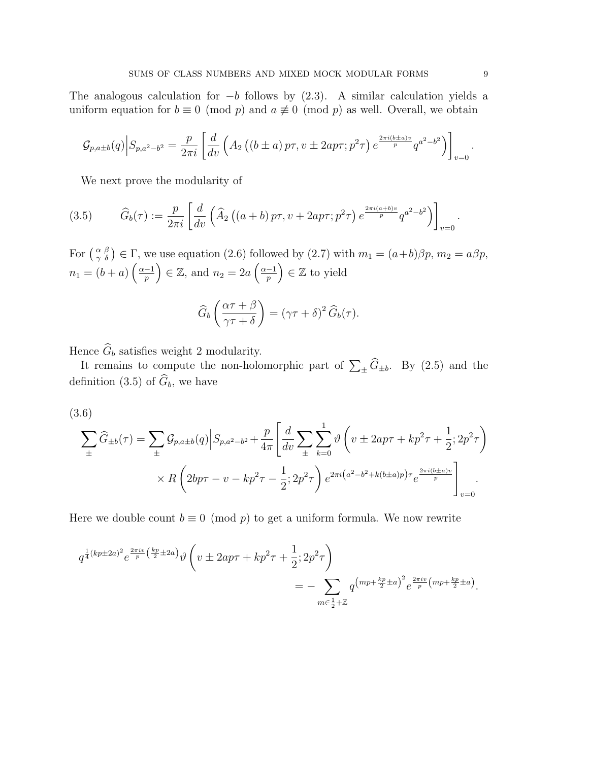The analogous calculation for $-b$ follows by (2.3). A similar calculation yields a uniform equation for $b \equiv 0 \pmod p$ and $a \not\equiv 0 \pmod p$ as well. Overall, we obtain

$$\mathcal{G}_{p,a\pm b}(q)\Big|S_{p,a^2-b^2} = \frac{p}{2\pi i}\left[\frac{d}{dv}\left(A_2\left((b\pm a)\,p\tau, v\pm 2ap\tau; p^2\tau\right)e^{\frac{2\pi i(b\pm a)v}{p}}q^{a^2-b^2}\right)\right]_{v=0}.$$

We next prove the modularity of

$$\widehat{G}_b(\tau) := \frac{p}{2\pi i}\left[\frac{d}{dv}\left(\widehat{A}_2\left((a+b)\,p\tau, v+2ap\tau; p^2\tau\right)e^{\frac{2\pi i(a+b)v}{p}}q^{a^2-b^2}\right)\right]_{v=0}. \tag{3.5}$$

For $\left(\begin{smallmatrix}\alpha & \beta\\ \gamma & \delta\end{smallmatrix}\right) \in \Gamma$, we use equation (2.6) followed by (2.7) with $m_1 = (a+b)\beta p$, $m_2 = a\beta p$, $n_1 = (b+a)\left(\frac{\alpha-1}{p}\right) \in \mathbb{Z}$, and $n_2 = 2a\left(\frac{\alpha-1}{p}\right) \in \mathbb{Z}$ to yield

$$\widehat{G}_b\left(\frac{\alpha\tau+\beta}{\gamma\tau+\delta}\right) = (\gamma\tau+\delta)^2\,\widehat{G}_b(\tau).$$

Hence $\widehat{G}_b$ satisfies weight 2 modularity.

It remains to compute the non-holomorphic part of $\sum_\pm \widehat{G}_{\pm b}$. By (2.5) and the definition (3.5) of $\widehat{G}_b$, we have

$$\begin{aligned}\sum_\pm \widehat{G}_{\pm b}(\tau) = \sum_\pm \mathcal{G}_{p,a\pm b}(q)\Big|S_{p,a^2-b^2} + \frac{p}{4\pi}\Bigg[\frac{d}{dv}\sum_\pm\sum_{k=0}^{1}\vartheta\left(v\pm 2ap\tau + kp^2\tau + \frac{1}{2}; 2p^2\tau\right)\\ \times R\left(2bp\tau - v - kp^2\tau - \frac{1}{2}; 2p^2\tau\right)e^{2\pi i\left(a^2-b^2+k(b\pm a)p\right)\tau}e^{\frac{2\pi i(b\pm a)v}{p}}\Bigg]_{v=0}.\end{aligned} \tag{3.6}$$

Here we double count $b \equiv 0 \pmod p$ to get a uniform formula. We now rewrite

$$\begin{aligned}q^{\frac{1}{4}(kp\pm 2a)^2}e^{\frac{2\pi i v}{p}\left(\frac{kp}{2}\pm 2a\right)}\vartheta\left(v\pm 2ap\tau + kp^2\tau + \frac{1}{2}; 2p^2\tau\right)\\ = -\sum_{m\in\frac{1}{2}+\mathbb{Z}} q^{\left(mp+\frac{kp}{2}\pm a\right)^2}e^{\frac{2\pi i v}{p}\left(mp+\frac{kp}{2}\pm a\right)}.\end{aligned}$$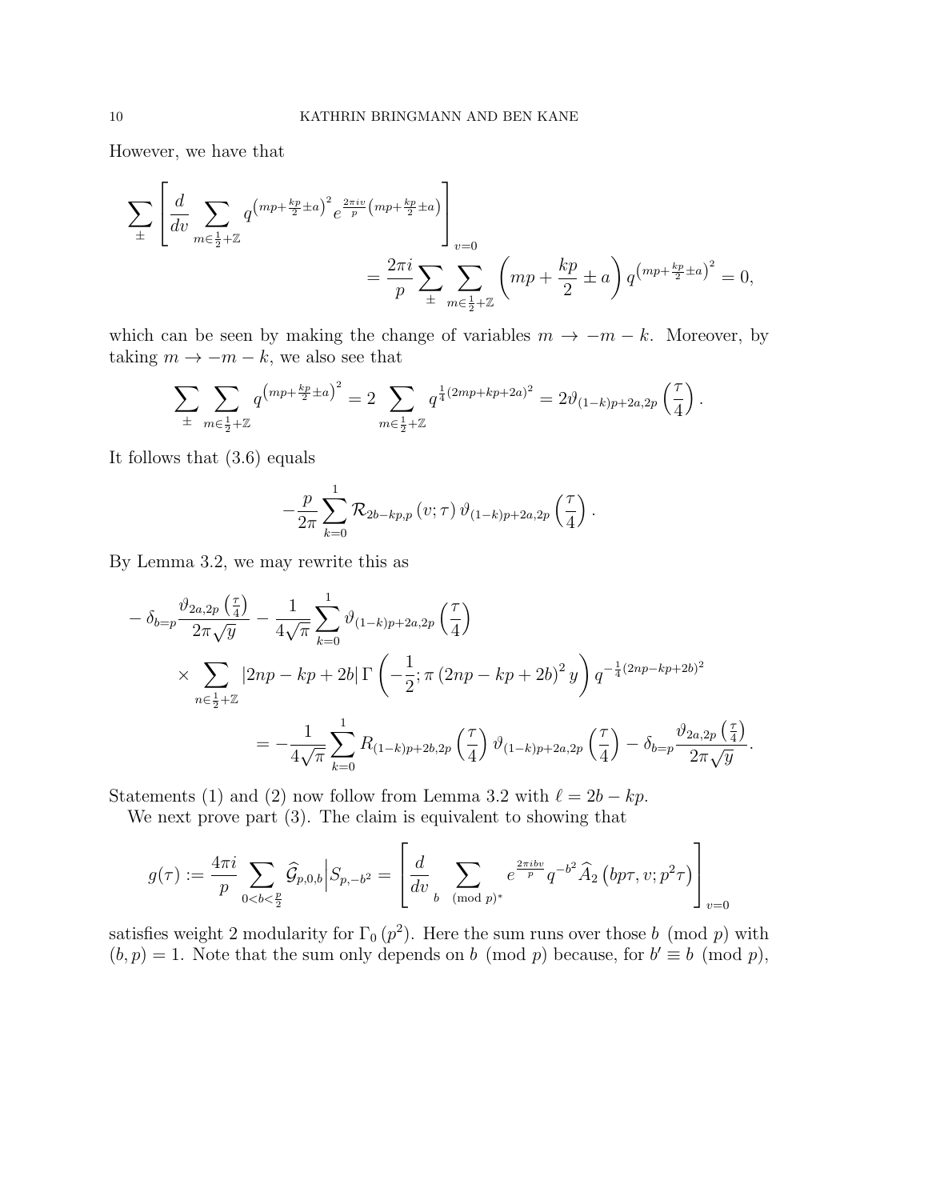However, we have that

$$\sum_{\pm}\left[\frac{d}{dv}\sum_{m\in\frac{1}{2}+\mathbb{Z}} q^{\left(mp+\frac{kp}{2}\pm a\right)^2} e^{\frac{2\pi i v}{p}\left(mp+\frac{kp}{2}\pm a\right)}\right]_{v=0}$$

$$= \frac{2\pi i}{p}\sum_{\pm}\sum_{m\in\frac{1}{2}+\mathbb{Z}}\left(mp+\frac{kp}{2}\pm a\right) q^{\left(mp+\frac{kp}{2}\pm a\right)^2} = 0,$$

which can be seen by making the change of variables $m \to -m-k$. Moreover, by taking $m\to -m-k$, we also see that

$$\sum_{\pm}\sum_{m\in\frac{1}{2}+\mathbb{Z}} q^{\left(mp+\frac{kp}{2}\pm a\right)^2} = 2\sum_{m\in\frac{1}{2}+\mathbb{Z}} q^{\frac{1}{4}(2mp+kp+2a)^2} = 2\vartheta_{(1-k)p+2a,2p}\left(\frac{\tau}{4}\right).$$

It follows that (3.6) equals

$$-\frac{p}{2\pi}\sum_{k=0}^{1}\mathcal{R}_{2b-kp,p}\left(v;\tau\right)\vartheta_{(1-k)p+2a,2p}\left(\frac{\tau}{4}\right).$$

By Lemma 3.2, we may rewrite this as

$$-\delta_{b=p}\frac{\vartheta_{2a,2p}\left(\frac{\tau}{4}\right)}{2\pi\sqrt{y}} - \frac{1}{4\sqrt{\pi}}\sum_{k=0}^{1}\vartheta_{(1-k)p+2a,2p}\left(\frac{\tau}{4}\right)$$

$$\times\sum_{n\in\frac{1}{2}+\mathbb{Z}}|2np-kp+2b|\,\Gamma\left(-\frac{1}{2};\pi\left(2np-kp+2b\right)^2 y\right) q^{-\frac{1}{4}(2np-kp+2b)^2}$$

$$= -\frac{1}{4\sqrt{\pi}}\sum_{k=0}^{1}R_{(1-k)p+2b,2p}\left(\frac{\tau}{4}\right)\vartheta_{(1-k)p+2a,2p}\left(\frac{\tau}{4}\right) - \delta_{b=p}\frac{\vartheta_{2a,2p}\left(\frac{\tau}{4}\right)}{2\pi\sqrt{y}}.$$

Statements (1) and (2) now follow from Lemma 3.2 with $\ell = 2b-kp$.

We next prove part (3). The claim is equivalent to showing that

$$g(\tau) := \frac{4\pi i}{p}\sum_{0<b<\frac{p}{2}}\widehat{\mathcal{G}}_{p,0,b}\Big|S_{p,-b^2} = \left[\frac{d}{dv}\sum_{b\pmod{p}^*} e^{\frac{2\pi i b v}{p}} q^{-b^2}\widehat{A}_2\left(bp\tau,v;p^2\tau\right)\right]_{v=0}$$

satisfies weight 2 modularity for $\Gamma_0\left(p^2\right)$. Here the sum runs over those $b \pmod p$ with $(b,p)=1$. Note that the sum only depends on $b \pmod p$ because, for $b'\equiv b \pmod p$,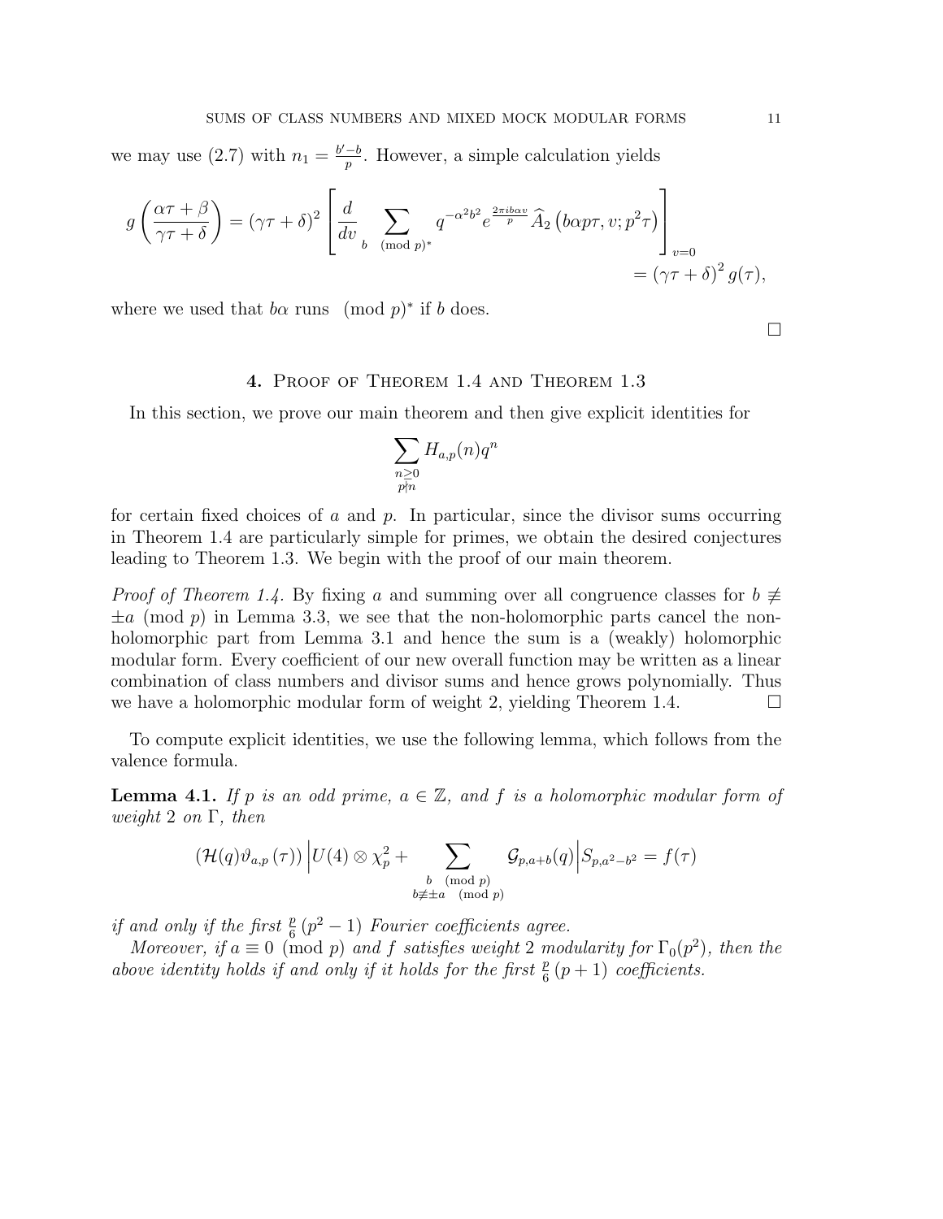we may use (2.7) with $n_1 = \frac{b'-b}{p}$. However, a simple calculation yields

$$g\left(\frac{\alpha\tau+\beta}{\gamma\tau+\delta}\right) = (\gamma\tau+\delta)^2 \left[\frac{d}{dv} \sum_{b \pmod{p}^*} q^{-\alpha^2 b^2} e^{\frac{2\pi i b\alpha v}{p}} \widehat{A}_2\left(b\alpha p\tau, v; p^2\tau\right)\right]_{v=0} = (\gamma\tau+\delta)^2 g(\tau),$$

where we used that $b\alpha$ runs $\pmod{p}^*$ if $b$ does.

∎

## 4. Proof of Theorem 1.4 and Theorem 1.3

In this section, we prove our main theorem and then give explicit identities for

$$\sum_{\substack{n\geq 0\\ p\nmid n}} H_{a,p}(n) q^n$$

for certain fixed choices of $a$ and $p$. In particular, since the divisor sums occurring in Theorem 1.4 are particularly simple for primes, we obtain the desired conjectures leading to Theorem 1.3. We begin with the proof of our main theorem.

*Proof of Theorem 1.4.* By fixing $a$ and summing over all congruence classes for $b \not\equiv \pm a \pmod{p}$ in Lemma 3.3, we see that the non-holomorphic parts cancel the non-holomorphic part from Lemma 3.1 and hence the sum is a (weakly) holomorphic modular form. Every coefficient of our new overall function may be written as a linear combination of class numbers and divisor sums and hence grows polynomially. Thus we have a holomorphic modular form of weight 2, yielding Theorem 1.4. ∎

To compute explicit identities, we use the following lemma, which follows from the valence formula.

**Lemma 4.1.** *If $p$ is an odd prime, $a \in \mathbb{Z}$, and $f$ is a holomorphic modular form of weight 2 on $\Gamma$, then*

$$\left(\mathcal{H}(q)\vartheta_{a,p}(\tau)\right)\Big|U(4)\otimes\chi_p^2 + \sum_{\substack{b \pmod{p}\\ b\not\equiv\pm a \pmod{p}}} \mathcal{G}_{p,a+b}(q)\Big|S_{p,a^2-b^2} = f(\tau)$$

*if and only if the first $\frac{p}{6}\left(p^2-1\right)$ Fourier coefficients agree.*

*Moreover, if $a \equiv 0 \pmod{p}$ and $f$ satisfies weight 2 modularity for $\Gamma_0(p^2)$, then the above identity holds if and only if it holds for the first $\frac{p}{6}(p+1)$ coefficients.*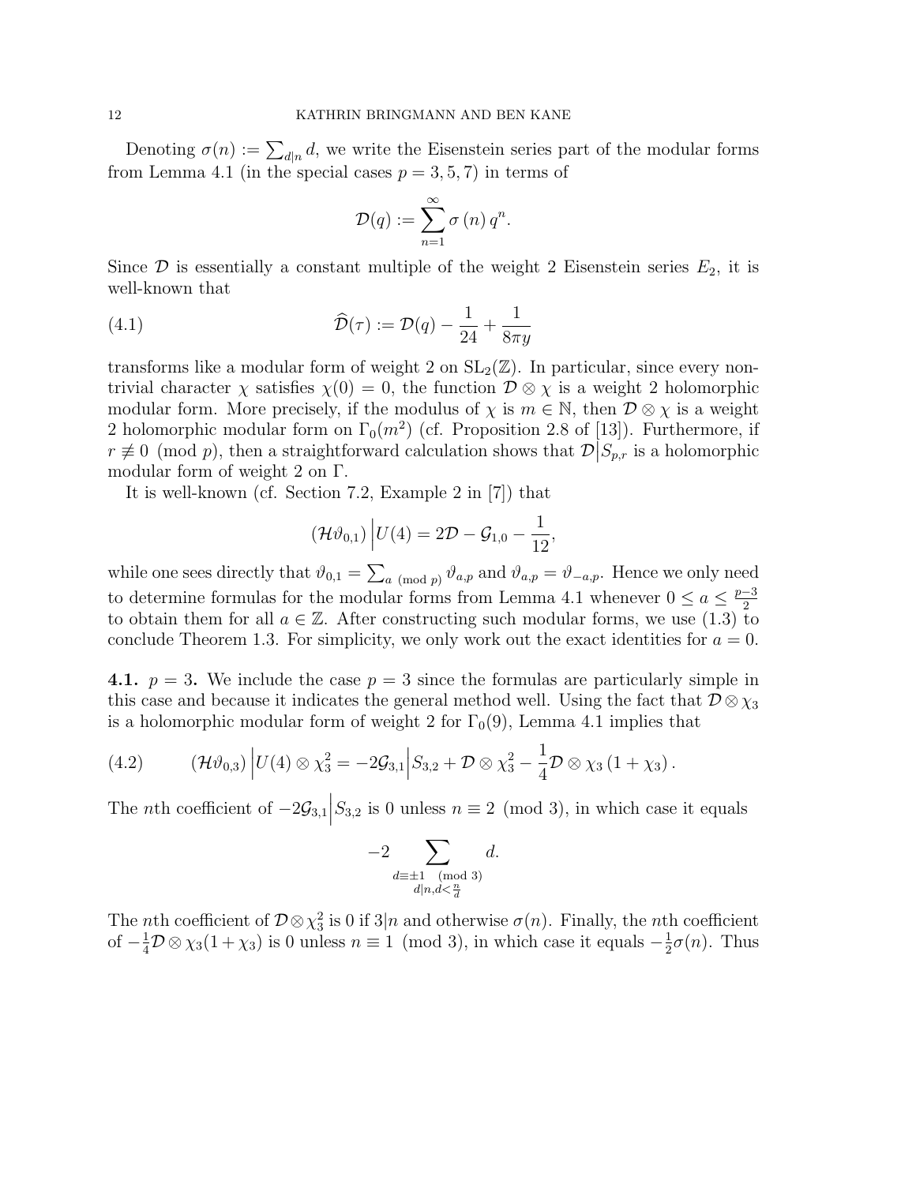Denoting $\sigma(n) := \sum_{d|n} d$, we write the Eisenstein series part of the modular forms from Lemma 4.1 (in the special cases $p = 3, 5, 7$) in terms of

$$\mathcal{D}(q) := \sum_{n=1}^{\infty} \sigma(n) q^n.$$

Since $\mathcal{D}$ is essentially a constant multiple of the weight 2 Eisenstein series $E_2$, it is well-known that

$$\widehat{\mathcal{D}}(\tau) := \mathcal{D}(q) - \frac{1}{24} + \frac{1}{8\pi y} \tag{4.1}$$

transforms like a modular form of weight 2 on $\mathrm{SL}_2(\mathbb{Z})$. In particular, since every non-trivial character $\chi$ satisfies $\chi(0) = 0$, the function $\mathcal{D} \otimes \chi$ is a weight 2 holomorphic modular form. More precisely, if the modulus of $\chi$ is $m \in \mathbb{N}$, then $\mathcal{D} \otimes \chi$ is a weight 2 holomorphic modular form on $\Gamma_0(m^2)$ (cf. Proposition 2.8 of [13]). Furthermore, if $r \not\equiv 0 \pmod{p}$, then a straightforward calculation shows that $\mathcal{D}\big|S_{p,r}$ is a holomorphic modular form of weight 2 on $\Gamma$.

It is well-known (cf. Section 7.2, Example 2 in [7]) that

$$(\mathcal{H}\vartheta_{0,1})\Big|U(4) = 2\mathcal{D} - \mathcal{G}_{1,0} - \frac{1}{12},$$

while one sees directly that $\vartheta_{0,1} = \sum_{a \pmod{p}} \vartheta_{a,p}$ and $\vartheta_{a,p} = \vartheta_{-a,p}$. Hence we only need to determine formulas for the modular forms from Lemma 4.1 whenever $0 \leq a \leq \frac{p-3}{2}$ to obtain them for all $a \in \mathbb{Z}$. After constructing such modular forms, we use (1.3) to conclude Theorem 1.3. For simplicity, we only work out the exact identities for $a = 0$.

**4.1.** $p = 3$**.** We include the case $p = 3$ since the formulas are particularly simple in this case and because it indicates the general method well. Using the fact that $\mathcal{D} \otimes \chi_3$ is a holomorphic modular form of weight 2 for $\Gamma_0(9)$, Lemma 4.1 implies that

$$(\mathcal{H}\vartheta_{0,3})\Big|U(4) \otimes \chi_3^2 = -2\mathcal{G}_{3,1}\Big|S_{3,2} + \mathcal{D} \otimes \chi_3^2 - \frac{1}{4}\mathcal{D} \otimes \chi_3 (1 + \chi_3). \tag{4.2}$$

The $n$th coefficient of $-2\mathcal{G}_{3,1}\Big|S_{3,2}$ is 0 unless $n \equiv 2 \pmod{3}$, in which case it equals

$$-2 \sum_{\substack{d \equiv \pm 1 \pmod{3} \\ d|n, d<\frac{n}{d}}} d.$$

The $n$th coefficient of $\mathcal{D} \otimes \chi_3^2$ is 0 if $3|n$ and otherwise $\sigma(n)$. Finally, the $n$th coefficient of $-\frac{1}{4}\mathcal{D} \otimes \chi_3(1 + \chi_3)$ is 0 unless $n \equiv 1 \pmod{3}$, in which case it equals $-\frac{1}{2}\sigma(n)$. Thus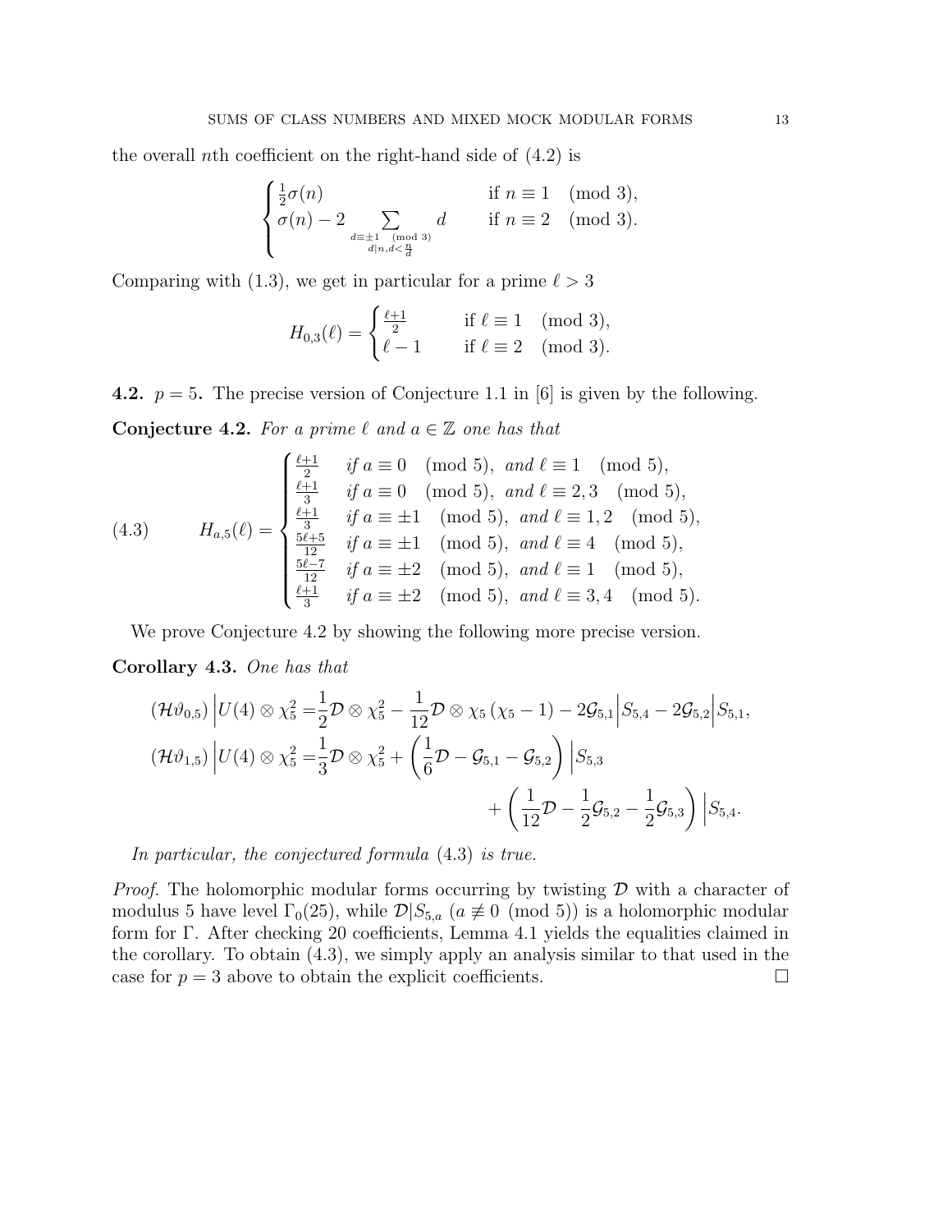the overall $n$th coefficient on the right-hand side of (4.2) is

$$\begin{cases} \frac{1}{2}\sigma(n) & \text{if } n \equiv 1 \pmod 3, \\ \sigma(n) - 2 \sum\limits_{\substack{d\equiv \pm 1 \pmod 3 \\ d|n, d<\frac{n}{d}}} d & \text{if } n \equiv 2 \pmod 3. \end{cases}$$

Comparing with (1.3), we get in particular for a prime $\ell > 3$

$$H_{0,3}(\ell) = \begin{cases} \frac{\ell+1}{2} & \text{if } \ell \equiv 1 \pmod 3, \\ \ell - 1 & \text{if } \ell \equiv 2 \pmod 3. \end{cases}$$

**4.2. $p = 5$.** The precise version of Conjecture 1.1 in [6] is given by the following.

**Conjecture 4.2.** *For a prime $\ell$ and $a \in \mathbb{Z}$ one has that*

$$H_{a,5}(\ell) = \begin{cases} \frac{\ell+1}{2} & \text{if } a \equiv 0 \pmod 5, \text{ and } \ell \equiv 1 \pmod 5, \\ \frac{\ell+1}{3} & \text{if } a \equiv 0 \pmod 5, \text{ and } \ell \equiv 2,3 \pmod 5, \\ \frac{\ell+1}{3} & \text{if } a \equiv \pm 1 \pmod 5, \text{ and } \ell \equiv 1,2 \pmod 5, \\ \frac{5\ell+5}{12} & \text{if } a \equiv \pm 1 \pmod 5, \text{ and } \ell \equiv 4 \pmod 5, \\ \frac{5\ell-7}{12} & \text{if } a \equiv \pm 2 \pmod 5, \text{ and } \ell \equiv 1 \pmod 5, \\ \frac{\ell+1}{3} & \text{if } a \equiv \pm 2 \pmod 5, \text{ and } \ell \equiv 3,4 \pmod 5. \end{cases} \tag{4.3}$$

We prove Conjecture 4.2 by showing the following more precise version.

**Corollary 4.3.** *One has that*

$$\begin{aligned} (\mathcal{H}\vartheta_{0,5}) \Big| U(4) \otimes \chi_5^2 =& \frac{1}{2}\mathcal{D} \otimes \chi_5^2 - \frac{1}{12}\mathcal{D} \otimes \chi_5 (\chi_5 - 1) - 2\mathcal{G}_{5,1}\Big|S_{5,4} - 2\mathcal{G}_{5,2}\Big|S_{5,1}, \\ (\mathcal{H}\vartheta_{1,5}) \Big| U(4) \otimes \chi_5^2 =& \frac{1}{3}\mathcal{D} \otimes \chi_5^2 + \left(\frac{1}{6}\mathcal{D} - \mathcal{G}_{5,1} - \mathcal{G}_{5,2}\right)\Big|S_{5,3} \\ &+ \left(\frac{1}{12}\mathcal{D} - \frac{1}{2}\mathcal{G}_{5,2} - \frac{1}{2}\mathcal{G}_{5,3}\right)\Big|S_{5,4}. \end{aligned}$$

*In particular, the conjectured formula* (4.3) *is true.*

*Proof.* The holomorphic modular forms occurring by twisting $\mathcal{D}$ with a character of modulus 5 have level $\Gamma_0(25)$, while $\mathcal{D}|S_{5,a}$ ($a \not\equiv 0 \pmod 5$) is a holomorphic modular form for $\Gamma$. After checking 20 coefficients, Lemma 4.1 yields the equalities claimed in the corollary. To obtain (4.3), we simply apply an analysis similar to that used in the case for $p = 3$ above to obtain the explicit coefficients. $\square$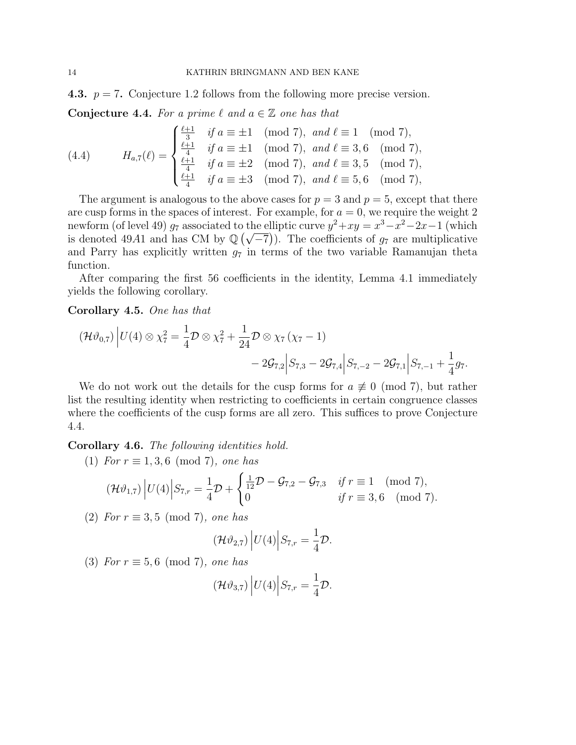**4.3.** $p = 7$. Conjecture 1.2 follows from the following more precise version.

**Conjecture 4.4.** *For a prime $\ell$ and $a \in \mathbb{Z}$ one has that*

$$H_{a,7}(\ell) = \begin{cases} \frac{\ell+1}{3} & \text{if } a \equiv \pm 1 \pmod 7, \text{ and } \ell \equiv 1 \pmod 7, \\ \frac{\ell+1}{4} & \text{if } a \equiv \pm 1 \pmod 7, \text{ and } \ell \equiv 3, 6 \pmod 7, \\ \frac{\ell+1}{4} & \text{if } a \equiv \pm 2 \pmod 7, \text{ and } \ell \equiv 3, 5 \pmod 7, \\ \frac{\ell+1}{4} & \text{if } a \equiv \pm 3 \pmod 7, \text{ and } \ell \equiv 5, 6 \pmod 7, \end{cases} \tag{4.4}$$

The argument is analogous to the above cases for $p = 3$ and $p = 5$, except that there are cusp forms in the spaces of interest. For example, for $a = 0$, we require the weight 2 newform (of level 49) $g_7$ associated to the elliptic curve $y^2 + xy = x^3 - x^2 - 2x - 1$ (which is denoted $49A1$ and has CM by $\mathbb{Q}\left(\sqrt{-7}\right)$). The coefficients of $g_7$ are multiplicative and Parry has explicitly written $g_7$ in terms of the two variable Ramanujan theta function.

After comparing the first 56 coefficients in the identity, Lemma 4.1 immediately yields the following corollary.

**Corollary 4.5.** *One has that*

$$\left(\mathcal{H}\vartheta_{0,7}\right)\Big|U(4) \otimes \chi_7^2 = \frac{1}{4}\mathcal{D} \otimes \chi_7^2 + \frac{1}{24}\mathcal{D} \otimes \chi_7\left(\chi_7 - 1\right) - 2\mathcal{G}_{7,2}\Big|S_{7,3} - 2\mathcal{G}_{7,4}\Big|S_{7,-2} - 2\mathcal{G}_{7,1}\Big|S_{7,-1} + \frac{1}{4}g_7.$$

We do not work out the details for the cusp forms for $a \not\equiv 0 \pmod 7$, but rather list the resulting identity when restricting to coefficients in certain congruence classes where the coefficients of the cusp forms are all zero. This suffices to prove Conjecture 4.4.

**Corollary 4.6.** *The following identities hold.*

1. *For $r \equiv 1, 3, 6 \pmod 7$, one has*
$$\left(\mathcal{H}\vartheta_{1,7}\right)\Big|U(4)\Big|S_{7,r} = \frac{1}{4}\mathcal{D} + \begin{cases} \frac{1}{12}\mathcal{D} - \mathcal{G}_{7,2} - \mathcal{G}_{7,3} & \text{if } r \equiv 1 \pmod 7, \\ 0 & \text{if } r \equiv 3, 6 \pmod 7. \end{cases}$$
2. *For $r \equiv 3, 5 \pmod 7$, one has*
$$\left(\mathcal{H}\vartheta_{2,7}\right)\Big|U(4)\Big|S_{7,r} = \frac{1}{4}\mathcal{D}.$$
3. *For $r \equiv 5, 6 \pmod 7$, one has*
$$\left(\mathcal{H}\vartheta_{3,7}\right)\Big|U(4)\Big|S_{7,r} = \frac{1}{4}\mathcal{D}.$$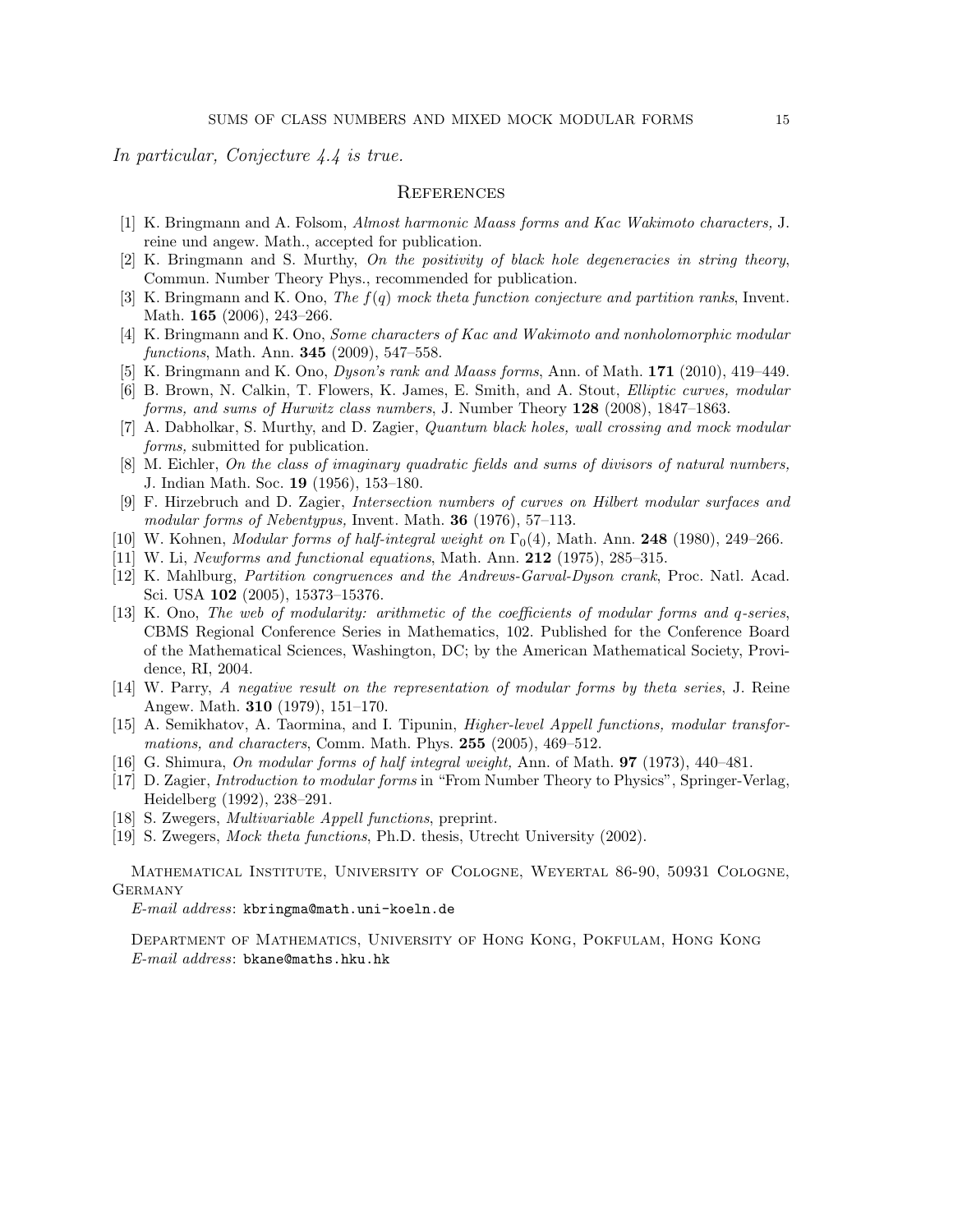*In particular, Conjecture 4.4 is true.*

## References

[1] K. Bringmann and A. Folsom, *Almost harmonic Maass forms and Kac Wakimoto characters,* J. reine und angew. Math., accepted for publication.

[2] K. Bringmann and S. Murthy, *On the positivity of black hole degeneracies in string theory*, Commun. Number Theory Phys., recommended for publication.

[3] K. Bringmann and K. Ono, *The $f(q)$ mock theta function conjecture and partition ranks*, Invent. Math. **165** (2006), 243–266.

[4] K. Bringmann and K. Ono, *Some characters of Kac and Wakimoto and nonholomorphic modular functions*, Math. Ann. **345** (2009), 547–558.

[5] K. Bringmann and K. Ono, *Dyson's rank and Maass forms*, Ann. of Math. **171** (2010), 419–449.

[6] B. Brown, N. Calkin, T. Flowers, K. James, E. Smith, and A. Stout, *Elliptic curves, modular forms, and sums of Hurwitz class numbers*, J. Number Theory **128** (2008), 1847–1863.

[7] A. Dabholkar, S. Murthy, and D. Zagier, *Quantum black holes, wall crossing and mock modular forms,* submitted for publication.

[8] M. Eichler, *On the class of imaginary quadratic fields and sums of divisors of natural numbers,* J. Indian Math. Soc. **19** (1956), 153–180.

[9] F. Hirzebruch and D. Zagier, *Intersection numbers of curves on Hilbert modular surfaces and modular forms of Nebentypus,* Invent. Math. **36** (1976), 57–113.

[10] W. Kohnen, *Modular forms of half-integral weight on $\Gamma_0(4)$,* Math. Ann. **248** (1980), 249–266.

[11] W. Li, *Newforms and functional equations*, Math. Ann. **212** (1975), 285–315.

[12] K. Mahlburg, *Partition congruences and the Andrews-Garval-Dyson crank*, Proc. Natl. Acad. Sci. USA **102** (2005), 15373–15376.

[13] K. Ono, *The web of modularity: arithmetic of the coefficients of modular forms and $q$-series*, CBMS Regional Conference Series in Mathematics, 102. Published for the Conference Board of the Mathematical Sciences, Washington, DC; by the American Mathematical Society, Providence, RI, 2004.

[14] W. Parry, *A negative result on the representation of modular forms by theta series*, J. Reine Angew. Math. **310** (1979), 151–170.

[15] A. Semikhatov, A. Taormina, and I. Tipunin, *Higher-level Appell functions, modular transformations, and characters*, Comm. Math. Phys. **255** (2005), 469–512.

[16] G. Shimura, *On modular forms of half integral weight,* Ann. of Math. **97** (1973), 440–481.

[17] D. Zagier, *Introduction to modular forms* in "From Number Theory to Physics", Springer-Verlag, Heidelberg (1992), 238–291.

[18] S. Zwegers, *Multivariable Appell functions*, preprint.

[19] S. Zwegers, *Mock theta functions*, Ph.D. thesis, Utrecht University (2002).

Mathematical Institute, University of Cologne, Weyertal 86-90, 50931 Cologne, Germany

*E-mail address*: kbringma@math.uni-koeln.de

Department of Mathematics, University of Hong Kong, Pokfulam, Hong Kong

*E-mail address*: bkane@maths.hku.hk